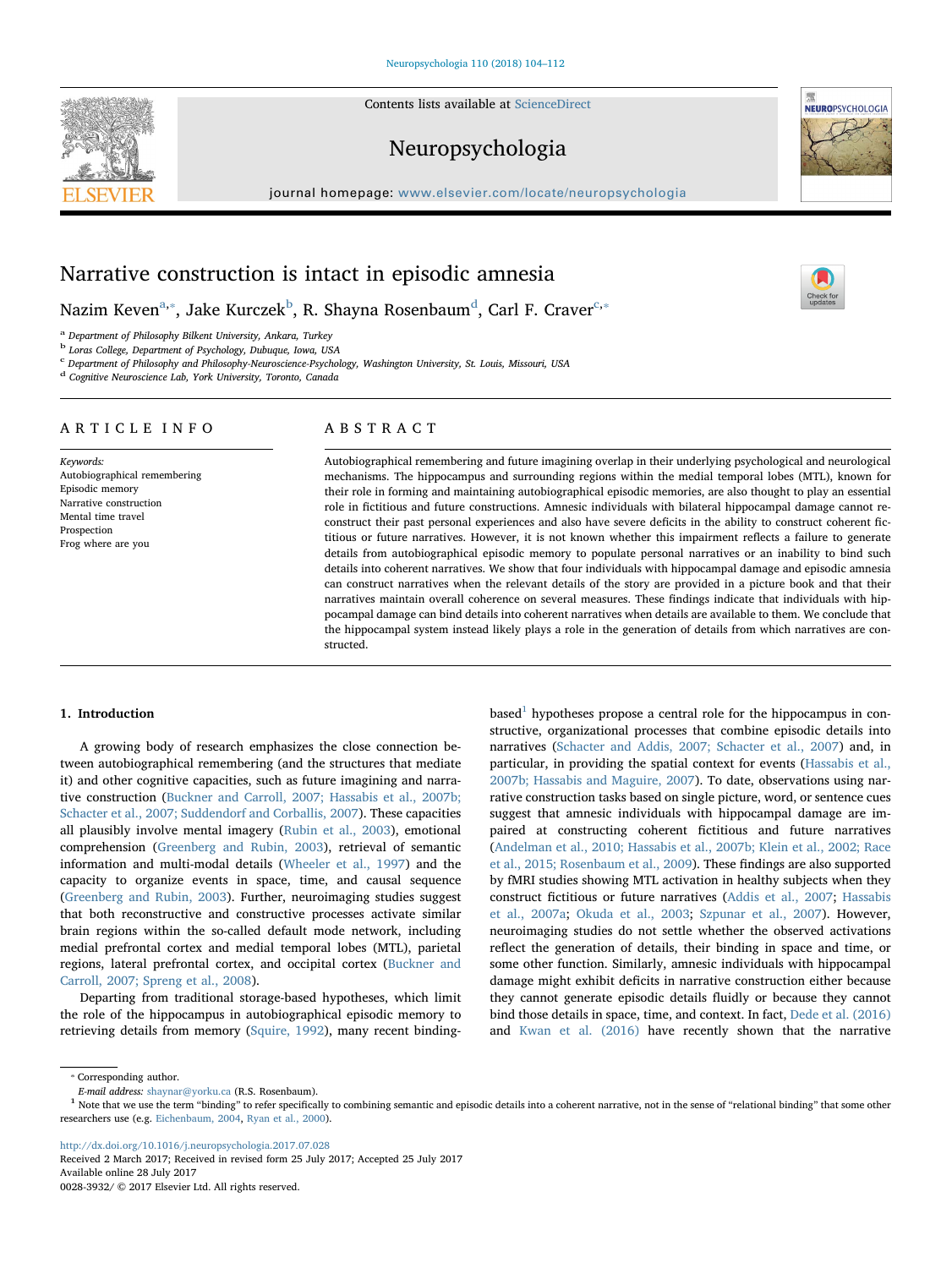# Narrative construction is intact in episodic amnesia

Nazim Keven[a,*], Jake Kurczek[b], R. Shayna Rosenbaum[d], Carl F. Craver[c,*]

[a] Department of Philosophy Bilkent University, Ankara, Turkey
[b] Loras College, Department of Psychology, Dubuque, Iowa, USA
[c] Department of Philosophy and Philosophy-Neuroscience-Psychology, Washington University, St. Louis, Missouri, USA
[d] Cognitive Neuroscience Lab, York University, Toronto, Canada

## ARTICLE INFO

*Keywords:*
Autobiographical remembering
Episodic memory
Narrative construction
Mental time travel
Prospection
Frog where are you

## ABSTRACT

Autobiographical remembering and future imagining overlap in their underlying psychological and neurological mechanisms. The hippocampus and surrounding regions within the medial temporal lobes (MTL), known for their role in forming and maintaining autobiographical episodic memories, are also thought to play an essential role in fictitious and future constructions. Amnesic individuals with bilateral hippocampal damage cannot reconstruct their past personal experiences and also have severe deficits in the ability to construct coherent fictitious or future narratives. However, it is not known whether this impairment reflects a failure to generate details from autobiographical episodic memory to populate personal narratives or an inability to bind such details into coherent narratives. We show that four individuals with hippocampal damage and episodic amnesia can construct narratives when the relevant details of the story are provided in a picture book and that their narratives maintain overall coherence on several measures. These findings indicate that individuals with hippocampal damage can bind details into coherent narratives when details are available to them. We conclude that the hippocampal system instead likely plays a role in the generation of details from which narratives are constructed.

## 1. Introduction

A growing body of research emphasizes the close connection between autobiographical remembering (and the structures that mediate it) and other cognitive capacities, such as future imagining and narrative construction (Buckner and Carroll, 2007; Hassabis et al., 2007b; Schacter et al., 2007; Suddendorf and Corballis, 2007). These capacities all plausibly involve mental imagery (Rubin et al., 2003), emotional comprehension (Greenberg and Rubin, 2003), retrieval of semantic information and multi-modal details (Wheeler et al., 1997) and the capacity to organize events in space, time, and causal sequence (Greenberg and Rubin, 2003). Further, neuroimaging studies suggest that both reconstructive and constructive processes activate similar brain regions within the so-called default mode network, including medial prefrontal cortex and medial temporal lobes (MTL), parietal regions, lateral prefrontal cortex, and occipital cortex (Buckner and Carroll, 2007; Spreng et al., 2008).

Departing from traditional storage-based hypotheses, which limit the role of the hippocampus in autobiographical episodic memory to retrieving details from memory (Squire, 1992), many recent binding-based[1] hypotheses propose a central role for the hippocampus in constructive, organizational processes that combine episodic details into narratives (Schacter and Addis, 2007; Schacter et al., 2007) and, in particular, in providing the spatial context for events (Hassabis et al., 2007b; Hassabis and Maguire, 2007). To date, observations using narrative construction tasks based on single picture, word, or sentence cues suggest that amnesic individuals with hippocampal damage are impaired at constructing coherent fictitious and future narratives (Andelman et al., 2010; Hassabis et al., 2007b; Klein et al., 2002; Race et al., 2015; Rosenbaum et al., 2009). These findings are also supported by fMRI studies showing MTL activation in healthy subjects when they construct fictitious or future narratives (Addis et al., 2007; Hassabis et al., 2007a; Okuda et al., 2003; Szpunar et al., 2007). However, neuroimaging studies do not settle whether the observed activations reflect the generation of details, their binding in space and time, or some other function. Similarly, amnesic individuals with hippocampal damage might exhibit deficits in narrative construction either because they cannot generate episodic details fluidly or because they cannot bind those details in space, time, and context. In fact, Dede et al. (2016) and Kwan et al. (2016) have recently shown that the narrative

---

* Corresponding author.
*E-mail address:* shaynar@yorku.ca (R.S. Rosenbaum).
[1] Note that we use the term "binding" to refer specifically to combining semantic and episodic details into a coherent narrative, not in the sense of "relational binding" that some other researchers use (e.g. Eichenbaum, 2004, Ryan et al., 2000).

http://dx.doi.org/10.1016/j.neuropsychologia.2017.07.028
Received 2 March 2017; Received in revised form 25 July 2017; Accepted 25 July 2017
Available online 28 July 2017
0028-3932/ © 2017 Elsevier Ltd. All rights reserved.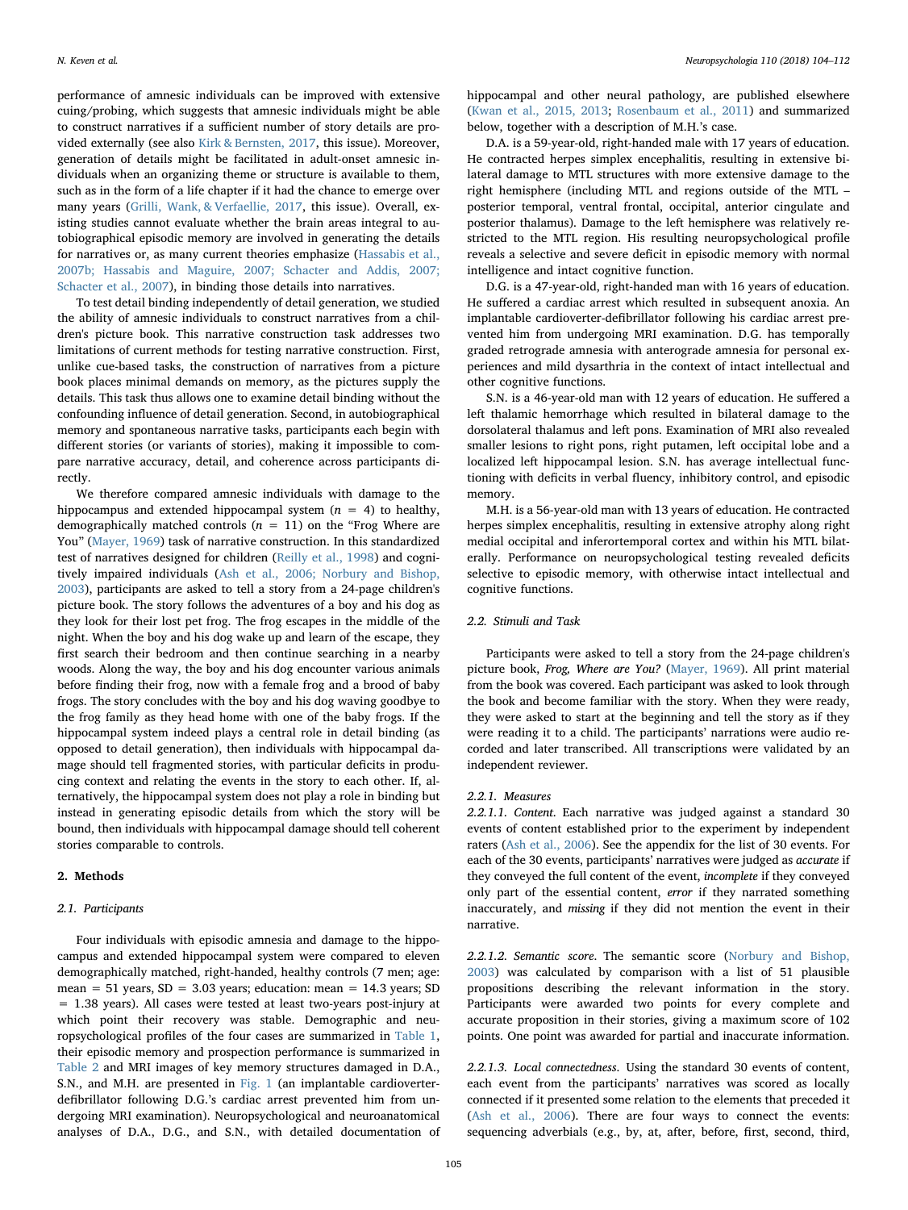performance of amnesic individuals can be improved with extensive cuing/probing, which suggests that amnesic individuals might be able to construct narratives if a sufficient number of story details are provided externally (see also Kirk & Bernsten, 2017, this issue). Moreover, generation of details might be facilitated in adult-onset amnesic individuals when an organizing theme or structure is available to them, such as in the form of a life chapter if it had the chance to emerge over many years (Grilli, Wank, & Verfaellie, 2017, this issue). Overall, existing studies cannot evaluate whether the brain areas integral to autobiographical episodic memory are involved in generating the details for narratives or, as many current theories emphasize (Hassabis et al., 2007b; Hassabis and Maguire, 2007; Schacter and Addis, 2007; Schacter et al., 2007), in binding those details into narratives.

To test detail binding independently of detail generation, we studied the ability of amnesic individuals to construct narratives from a children's picture book. This narrative construction task addresses two limitations of current methods for testing narrative construction. First, unlike cue-based tasks, the construction of narratives from a picture book places minimal demands on memory, as the pictures supply the details. This task thus allows one to examine detail binding without the confounding influence of detail generation. Second, in autobiographical memory and spontaneous narrative tasks, participants each begin with different stories (or variants of stories), making it impossible to compare narrative accuracy, detail, and coherence across participants directly.

We therefore compared amnesic individuals with damage to the hippocampus and extended hippocampal system ($n = 4$) to healthy, demographically matched controls ($n = 11$) on the "Frog Where are You" (Mayer, 1969) task of narrative construction. In this standardized test of narratives designed for children (Reilly et al., 1998) and cognitively impaired individuals (Ash et al., 2006; Norbury and Bishop, 2003), participants are asked to tell a story from a 24-page children's picture book. The story follows the adventures of a boy and his dog as they look for their lost pet frog. The frog escapes in the middle of the night. When the boy and his dog wake up and learn of the escape, they first search their bedroom and then continue searching in a nearby woods. Along the way, the boy and his dog encounter various animals before finding their frog, now with a female frog and a brood of baby frogs. The story concludes with the boy and his dog waving goodbye to the frog family as they head home with one of the baby frogs. If the hippocampal system indeed plays a central role in detail binding (as opposed to detail generation), then individuals with hippocampal damage should tell fragmented stories, with particular deficits in producing context and relating the events in the story to each other. If, alternatively, the hippocampal system does not play a role in binding but instead in generating episodic details from which the story will be bound, then individuals with hippocampal damage should tell coherent stories comparable to controls.

## 2. Methods

### 2.1. Participants

Four individuals with episodic amnesia and damage to the hippocampus and extended hippocampal system were compared to eleven demographically matched, right-handed, healthy controls (7 men; age: mean = 51 years, SD = 3.03 years; education: mean = 14.3 years; SD = 1.38 years). All cases were tested at least two-years post-injury at which point their recovery was stable. Demographic and neuropsychological profiles of the four cases are summarized in Table 1, their episodic memory and prospection performance is summarized in Table 2 and MRI images of key memory structures damaged in D.A., S.N., and M.H. are presented in Fig. 1 (an implantable cardioverter-defibrillator following D.G.'s cardiac arrest prevented him from undergoing MRI examination). Neuropsychological and neuroanatomical analyses of D.A., D.G., and S.N., with detailed documentation of hippocampal and other neural pathology, are published elsewhere (Kwan et al., 2015, 2013; Rosenbaum et al., 2011) and summarized below, together with a description of M.H.'s case.

D.A. is a 59-year-old, right-handed male with 17 years of education. He contracted herpes simplex encephalitis, resulting in extensive bilateral damage to MTL structures with more extensive damage to the right hemisphere (including MTL and regions outside of the MTL – posterior temporal, ventral frontal, occipital, anterior cingulate and posterior thalamus). Damage to the left hemisphere was relatively restricted to the MTL region. His resulting neuropsychological profile reveals a selective and severe deficit in episodic memory with normal intelligence and intact cognitive function.

D.G. is a 47-year-old, right-handed man with 16 years of education. He suffered a cardiac arrest which resulted in subsequent anoxia. An implantable cardioverter-defibrillator following his cardiac arrest prevented him from undergoing MRI examination. D.G. has temporally graded retrograde amnesia with anterograde amnesia for personal experiences and mild dysarthria in the context of intact intellectual and other cognitive functions.

S.N. is a 46-year-old man with 12 years of education. He suffered a left thalamic hemorrhage which resulted in bilateral damage to the dorsolateral thalamus and left pons. Examination of MRI also revealed smaller lesions to right pons, right putamen, left occipital lobe and a localized left hippocampal lesion. S.N. has average intellectual functioning with deficits in verbal fluency, inhibitory control, and episodic memory.

M.H. is a 56-year-old man with 13 years of education. He contracted herpes simplex encephalitis, resulting in extensive atrophy along right medial occipital and inferortemporal cortex and within his MTL bilaterally. Performance on neuropsychological testing revealed deficits selective to episodic memory, with otherwise intact intellectual and cognitive functions.

### 2.2. Stimuli and Task

Participants were asked to tell a story from the 24-page children's picture book, *Frog, Where are You?* (Mayer, 1969). All print material from the book was covered. Each participant was asked to look through the book and become familiar with the story. When they were ready, they were asked to start at the beginning and tell the story as if they were reading it to a child. The participants' narrations were audio recorded and later transcribed. All transcriptions were validated by an independent reviewer.

#### 2.2.1. Measures

*2.2.1.1. Content*. Each narrative was judged against a standard 30 events of content established prior to the experiment by independent raters (Ash et al., 2006). See the appendix for the list of 30 events. For each of the 30 events, participants' narratives were judged as *accurate* if they conveyed the full content of the event, *incomplete* if they conveyed only part of the essential content, *error* if they narrated something inaccurately, and *missing* if they did not mention the event in their narrative.

*2.2.1.2. Semantic score*. The semantic score (Norbury and Bishop, 2003) was calculated by comparison with a list of 51 plausible propositions describing the relevant information in the story. Participants were awarded two points for every complete and accurate proposition in their stories, giving a maximum score of 102 points. One point was awarded for partial and inaccurate information.

*2.2.1.3. Local connectedness*. Using the standard 30 events of content, each event from the participants' narratives was scored as locally connected if it presented some relation to the elements that preceded it (Ash et al., 2006). There are four ways to connect the events: sequencing adverbials (e.g., by, at, after, before, first, second, third,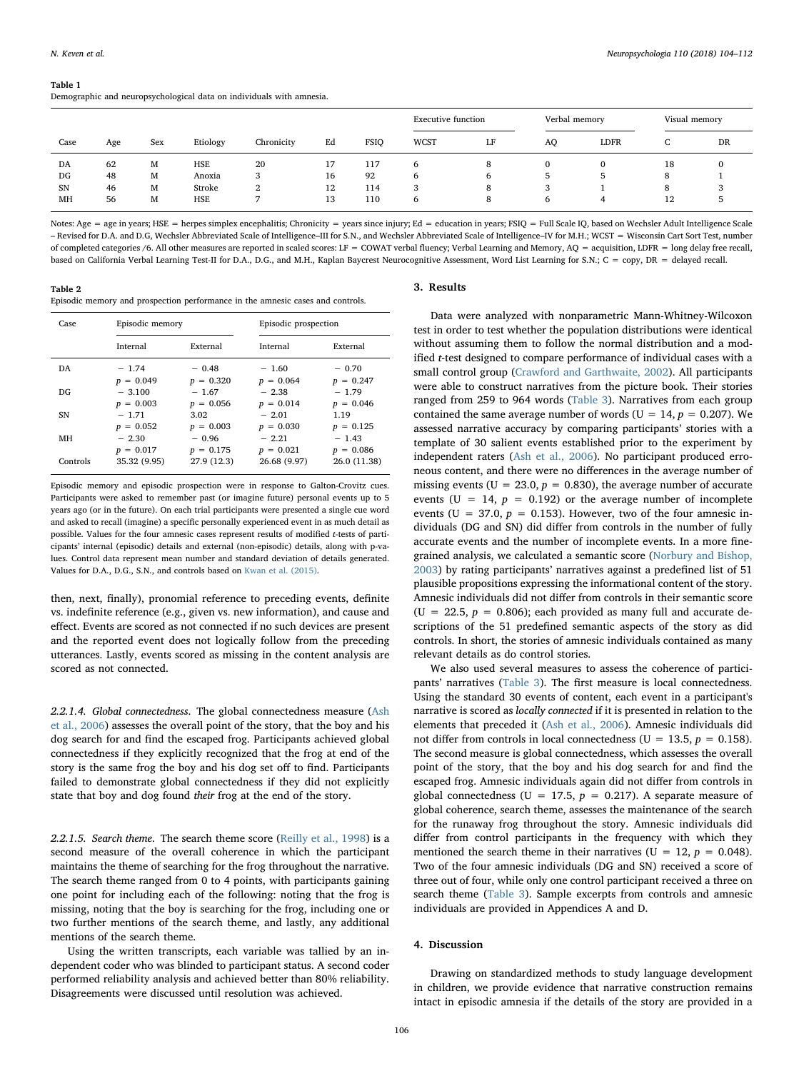**Table 1**
Demographic and neuropsychological data on individuals with amnesia.

| Case | Age | Sex | Etiology | Chronicity | Ed | FSIQ | Executive function | | Verbal memory | | Visual memory | |
|---|---|---|---|---|---|---|---|---|---|---|---|---|
| | | | | | | | WCST | LF | AQ | LDFR | C | DR |
| DA | 62 | M | HSE | 20 | 17 | 117 | 6 | 8 | 0 | 0 | 18 | 0 |
| DG | 48 | M | Anoxia | 3 | 16 | 92 | 6 | 6 | 5 | 5 | 8 | 1 |
| SN | 46 | M | Stroke | 2 | 12 | 114 | 3 | 8 | 3 | 1 | 8 | 3 |
| MH | 56 | M | HSE | 7 | 13 | 110 | 6 | 8 | 6 | 4 | 12 | 5 |

Notes: Age = age in years; HSE = herpes simplex encephalitis; Chronicity = years since injury; Ed = education in years; FSIQ = Full Scale IQ, based on Wechsler Adult Intelligence Scale – Revised for D.A. and D.G, Wechsler Abbreviated Scale of Intelligence–III for S.N., and Wechsler Abbreviated Scale of Intelligence–IV for M.H.; WCST = Wisconsin Cart Sort Test, number of completed categories /6. All other measures are reported in scaled scores: LF = COWAT verbal fluency; Verbal Learning and Memory, AQ = acquisition, LDFR = long delay free recall, based on California Verbal Learning Test-II for D.A., D.G., and M.H., Kaplan Baycrest Neurocognitive Assessment, Word List Learning for S.N.; C = copy, DR = delayed recall.

**Table 2**
Episodic memory and prospection performance in the amnesic cases and controls.

| Case | Episodic memory | | Episodic prospection | |
|---|---|---|---|---|
| | Internal | External | Internal | External |
| DA | − 1.74 $p = 0.049$ | − 0.48 $p = 0.320$ | − 1.60 $p = 0.064$ | − 0.70 $p = 0.247$ |
| DG | − 3.100 $p = 0.003$ | − 1.67 $p = 0.056$ | − 2.38 $p = 0.014$ | − 1.79 $p = 0.046$ |
| SN | − 1.71 $p = 0.052$ | 3.02 $p = 0.003$ | − 2.01 $p = 0.030$ | 1.19 $p = 0.125$ |
| MH | − 2.30 $p = 0.017$ | − 0.96 $p = 0.175$ | − 2.21 $p = 0.021$ | − 1.43 $p = 0.086$ |
| Controls | 35.32 (9.95) | 27.9 (12.3) | 26.68 (9.97) | 26.0 (11.38) |

Episodic memory and episodic prospection were in response to Galton-Crovitz cues. Participants were asked to remember past (or imagine future) personal events up to 5 years ago (or in the future). On each trial participants were presented a single cue word and asked to recall (imagine) a specific personally experienced event in as much detail as possible. Values for the four amnesic cases represent results of modified *t*-tests of participants' internal (episodic) details and external (non-episodic) details, along with p-values. Control data represent mean number and standard deviation of details generated. Values for D.A., D.G., S.N., and controls based on Kwan et al. (2015).

then, next, finally), pronomial reference to preceding events, definite vs. indefinite reference (e.g., given vs. new information), and cause and effect. Events are scored as not connected if no such devices are present and the reported event does not logically follow from the preceding utterances. Lastly, events scored as missing in the content analysis are scored as not connected.

*2.2.1.4. Global connectedness.* The global connectedness measure (Ash et al., 2006) assesses the overall point of the story, that the boy and his dog search for and find the escaped frog. Participants achieved global connectedness if they explicitly recognized that the frog at end of the story is the same frog the boy and his dog set off to find. Participants failed to demonstrate global connectedness if they did not explicitly state that boy and dog found *their* frog at the end of the story.

*2.2.1.5. Search theme.* The search theme score (Reilly et al., 1998) is a second measure of the overall coherence in which the participant maintains the theme of searching for the frog throughout the narrative. The search theme ranged from 0 to 4 points, with participants gaining one point for including each of the following: noting that the frog is missing, noting that the boy is searching for the frog, including one or two further mentions of the search theme, and lastly, any additional mentions of the search theme.

Using the written transcripts, each variable was tallied by an independent coder who was blinded to participant status. A second coder performed reliability analysis and achieved better than 80% reliability. Disagreements were discussed until resolution was achieved.

## 3. Results

Data were analyzed with nonparametric Mann-Whitney-Wilcoxon test in order to test whether the population distributions were identical without assuming them to follow the normal distribution and a modified *t*-test designed to compare performance of individual cases with a small control group (Crawford and Garthwaite, 2002). All participants were able to construct narratives from the picture book. Their stories ranged from 259 to 964 words (Table 3). Narratives from each group contained the same average number of words ($U = 14$, $p = 0.207$). We assessed narrative accuracy by comparing participants' stories with a template of 30 salient events established prior to the experiment by independent raters (Ash et al., 2006). No participant produced erroneous content, and there were no differences in the average number of missing events ($U = 23.0$, $p = 0.830$), the average number of accurate events ($U = 14$, $p = 0.192$) or the average number of incomplete events ($U = 37.0$, $p = 0.153$). However, two of the four amnesic individuals (DG and SN) did differ from controls in the number of fully accurate events and the number of incomplete events. In a more fine-grained analysis, we calculated a semantic score (Norbury and Bishop, 2003) by rating participants' narratives against a predefined list of 51 plausible propositions expressing the informational content of the story. Amnesic individuals did not differ from controls in their semantic score ($U = 22.5$, $p = 0.806$); each provided as many full and accurate descriptions of the 51 predefined semantic aspects of the story as did controls. In short, the stories of amnesic individuals contained as many relevant details as do control stories.

We also used several measures to assess the coherence of participants' narratives (Table 3). The first measure is local connectedness. Using the standard 30 events of content, each event in a participant's narrative is scored as *locally connected* if it is presented in relation to the elements that preceded it (Ash et al., 2006). Amnesic individuals did not differ from controls in local connectedness ($U = 13.5$, $p = 0.158$). The second measure is global connectedness, which assesses the overall point of the story, that the boy and his dog search for and find the escaped frog. Amnesic individuals again did not differ from controls in global connectedness ($U = 17.5$, $p = 0.217$). A separate measure of global coherence, search theme, assesses the maintenance of the search for the runaway frog throughout the story. Amnesic individuals did differ from control participants in the frequency with which they mentioned the search theme in their narratives ($U = 12$, $p = 0.048$). Two of the four amnesic individuals (DG and SN) received a score of three out of four, while only one control participant received a three on search theme (Table 3). Sample excerpts from controls and amnesic individuals are provided in Appendices A and D.

## 4. Discussion

Drawing on standardized methods to study language development in children, we provide evidence that narrative construction remains intact in episodic amnesia if the details of the story are provided in a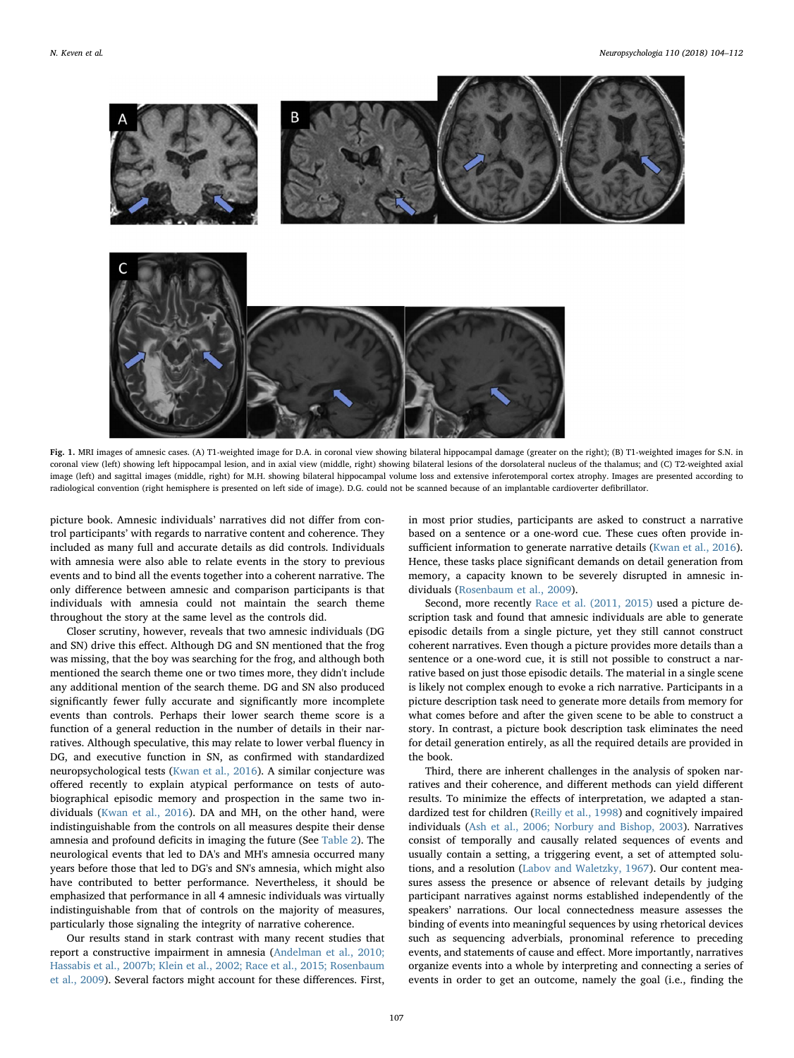**Fig. 1.** MRI images of amnesic cases. (A) T1-weighted image for D.A. in coronal view showing bilateral hippocampal damage (greater on the right); (B) T1-weighted images for S.N. in coronal view (left) showing left hippocampal lesion, and in axial view (middle, right) showing bilateral lesions of the dorsolateral nucleus of the thalamus; and (C) T2-weighted axial image (left) and sagittal images (middle, right) for M.H. showing bilateral hippocampal volume loss and extensive inferotemporal cortex atrophy. Images are presented according to radiological convention (right hemisphere is presented on left side of image). D.G. could not be scanned because of an implantable cardioverter defibrillator.

picture book. Amnesic individuals' narratives did not differ from control participants' with regards to narrative content and coherence. They included as many full and accurate details as did controls. Individuals with amnesia were also able to relate events in the story to previous events and to bind all the events together into a coherent narrative. The only difference between amnesic and comparison participants is that individuals with amnesia could not maintain the search theme throughout the story at the same level as the controls did.

Closer scrutiny, however, reveals that two amnesic individuals (DG and SN) drive this effect. Although DG and SN mentioned that the frog was missing, that the boy was searching for the frog, and although both mentioned the search theme one or two times more, they didn't include any additional mention of the search theme. DG and SN also produced significantly fewer fully accurate and significantly more incomplete events than controls. Perhaps their lower search theme score is a function of a general reduction in the number of details in their narratives. Although speculative, this may relate to lower verbal fluency in DG, and executive function in SN, as confirmed with standardized neuropsychological tests (Kwan et al., 2016). A similar conjecture was offered recently to explain atypical performance on tests of autobiographical episodic memory and prospection in the same two individuals (Kwan et al., 2016). DA and MH, on the other hand, were indistinguishable from the controls on all measures despite their dense amnesia and profound deficits in imaging the future (See Table 2). The neurological events that led to DA's and MH's amnesia occurred many years before those that led to DG's and SN's amnesia, which might also have contributed to better performance. Nevertheless, it should be emphasized that performance in all 4 amnesic individuals was virtually indistinguishable from that of controls on the majority of measures, particularly those signaling the integrity of narrative coherence.

Our results stand in stark contrast with many recent studies that report a constructive impairment in amnesia (Andelman et al., 2010; Hassabis et al., 2007b; Klein et al., 2002; Race et al., 2015; Rosenbaum et al., 2009). Several factors might account for these differences. First, in most prior studies, participants are asked to construct a narrative based on a sentence or a one-word cue. These cues often provide insufficient information to generate narrative details (Kwan et al., 2016). Hence, these tasks place significant demands on detail generation from memory, a capacity known to be severely disrupted in amnesic individuals (Rosenbaum et al., 2009).

Second, more recently Race et al. (2011, 2015) used a picture description task and found that amnesic individuals are able to generate episodic details from a single picture, yet they still cannot construct coherent narratives. Even though a picture provides more details than a sentence or a one-word cue, it is still not possible to construct a narrative based on just those episodic details. The material in a single scene is likely not complex enough to evoke a rich narrative. Participants in a picture description task need to generate more details from memory for what comes before and after the given scene to be able to construct a story. In contrast, a picture book description task eliminates the need for detail generation entirely, as all the required details are provided in the book.

Third, there are inherent challenges in the analysis of spoken narratives and their coherence, and different methods can yield different results. To minimize the effects of interpretation, we adapted a standardized test for children (Reilly et al., 1998) and cognitively impaired individuals (Ash et al., 2006; Norbury and Bishop, 2003). Narratives consist of temporally and causally related sequences of events and usually contain a setting, a triggering event, a set of attempted solutions, and a resolution (Labov and Waletzky, 1967). Our content measures assess the presence or absence of relevant details by judging participant narratives against norms established independently of the speakers' narrations. Our local connectedness measure assesses the binding of events into meaningful sequences by using rhetorical devices such as sequencing adverbials, pronominal reference to preceding events, and statements of cause and effect. More importantly, narratives organize events into a whole by interpreting and connecting a series of events in order to get an outcome, namely the goal (i.e., finding the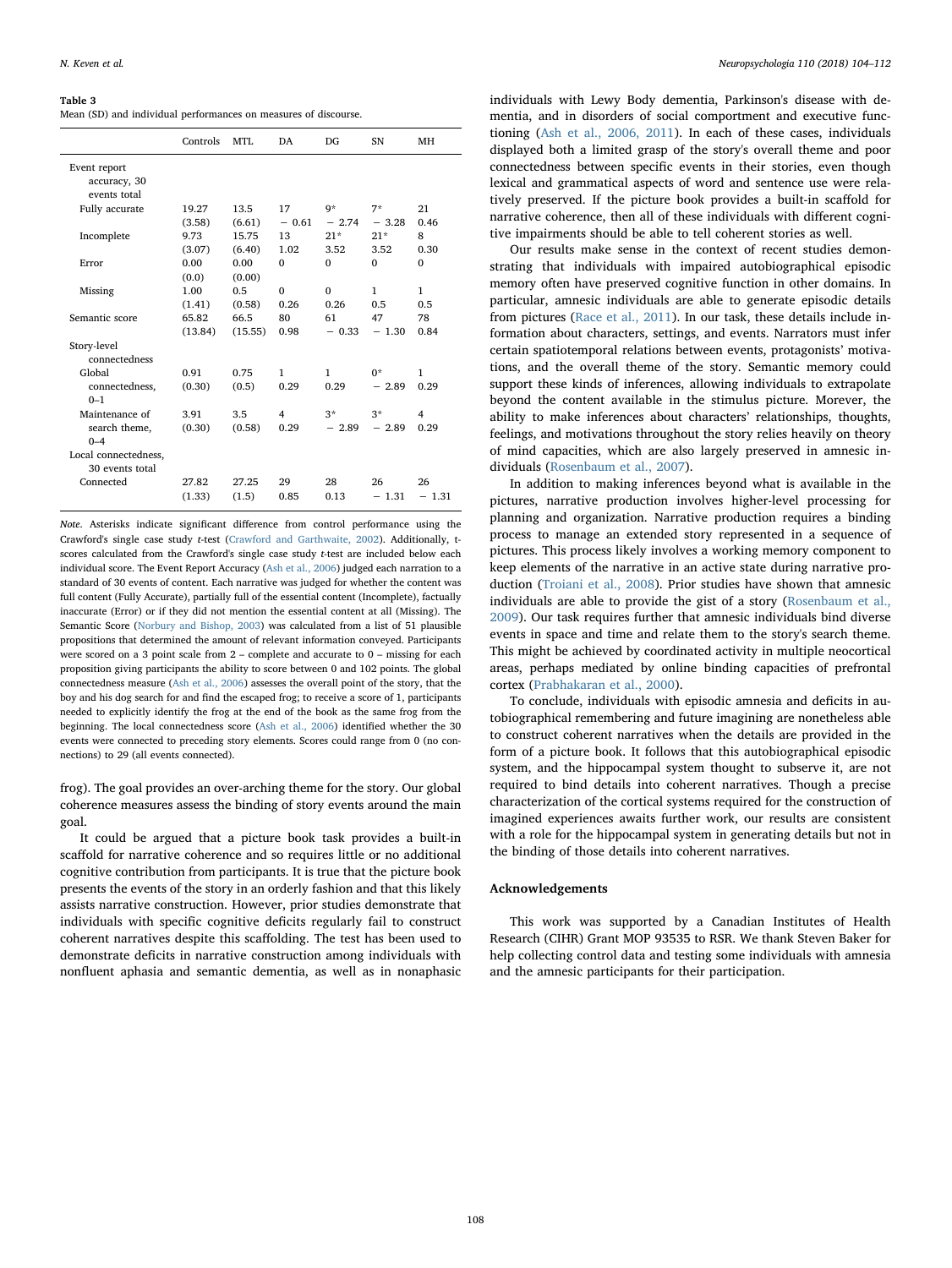**Table 3**
Mean (SD) and individual performances on measures of discourse.

| | Controls | MTL | DA | DG | SN | MH |
|---|---|---|---|---|---|---|
| Event report accuracy, 30 events total | | | | | | |
| Fully accurate | 19.27 (3.58) | 13.5 (6.61) | 17 − 0.61 | 9* − 2.74 | 7* − 3.28 | 21 0.46 |
| Incomplete | 9.73 (3.07) | 15.75 (6.40) | 13 1.02 | 21* 3.52 | 21* 3.52 | 8 0.30 |
| Error | 0.00 (0.0) | 0.00 (0.00) | 0 | 0 | 0 | 0 |
| Missing | 1.00 (1.41) | 0.5 (0.58) | 0 0.26 | 0 0.26 | 1 0.5 | 1 0.5 |
| Semantic score | 65.82 (13.84) | 66.5 (15.55) | 80 0.98 | 61 − 0.33 | 47 − 1.30 | 78 0.84 |
| Story-level connectedness | | | | | | |
| Global connectedness, 0–1 | 0.91 (0.30) | 0.75 (0.5) | 1 0.29 | 1 0.29 | 0* − 2.89 | 1 0.29 |
| Maintenance of search theme, 0–4 | 3.91 (0.30) | 3.5 (0.58) | 4 0.29 | 3* − 2.89 | 3* − 2.89 | 4 0.29 |
| Local connectedness, 30 events total | | | | | | |
| Connected | 27.82 (1.33) | 27.25 (1.5) | 29 0.85 | 28 0.13 | 26 − 1.31 | 26 − 1.31 |

*Note.* Asterisks indicate significant difference from control performance using the Crawford's single case study *t*-test (Crawford and Garthwaite, 2002). Additionally, t-scores calculated from the Crawford's single case study *t*-test are included below each individual score. The Event Report Accuracy (Ash et al., 2006) judged each narration to a standard of 30 events of content. Each narrative was judged for whether the content was full content (Fully Accurate), partially full of the essential content (Incomplete), factually inaccurate (Error) or if they did not mention the essential content at all (Missing). The Semantic Score (Norbury and Bishop, 2003) was calculated from a list of 51 plausible propositions that determined the amount of relevant information conveyed. Participants were scored on a 3 point scale from 2 – complete and accurate to 0 – missing for each proposition giving participants the ability to score between 0 and 102 points. The global connectedness measure (Ash et al., 2006) assesses the overall point of the story, that the boy and his dog search for and find the escaped frog; to receive a score of 1, participants needed to explicitly identify the frog at the end of the book as the same frog from the beginning. The local connectedness score (Ash et al., 2006) identified whether the 30 events were connected to preceding story elements. Scores could range from 0 (no connections) to 29 (all events connected).

frog). The goal provides an over-arching theme for the story. Our global coherence measures assess the binding of story events around the main goal.

It could be argued that a picture book task provides a built-in scaffold for narrative coherence and so requires little or no additional cognitive contribution from participants. It is true that the picture book presents the events of the story in an orderly fashion and that this likely assists narrative construction. However, prior studies demonstrate that individuals with specific cognitive deficits regularly fail to construct coherent narratives despite this scaffolding. The test has been used to demonstrate deficits in narrative construction among individuals with nonfluent aphasia and semantic dementia, as well as in nonaphasic individuals with Lewy Body dementia, Parkinson's disease with dementia, and in disorders of social comportment and executive functioning (Ash et al., 2006, 2011). In each of these cases, individuals displayed both a limited grasp of the story's overall theme and poor connectedness between specific events in their stories, even though lexical and grammatical aspects of word and sentence use were relatively preserved. If the picture book provides a built-in scaffold for narrative coherence, then all of these individuals with different cognitive impairments should be able to tell coherent stories as well.

Our results make sense in the context of recent studies demonstrating that individuals with impaired autobiographical episodic memory often have preserved cognitive function in other domains. In particular, amnesic individuals are able to generate episodic details from pictures (Race et al., 2011). In our task, these details include information about characters, settings, and events. Narrators must infer certain spatiotemporal relations between events, protagonists' motivations, and the overall theme of the story. Semantic memory could support these kinds of inferences, allowing individuals to extrapolate beyond the content available in the stimulus picture. Morever, the ability to make inferences about characters' relationships, thoughts, feelings, and motivations throughout the story relies heavily on theory of mind capacities, which are also largely preserved in amnesic individuals (Rosenbaum et al., 2007).

In addition to making inferences beyond what is available in the pictures, narrative production involves higher-level processing for planning and organization. Narrative production requires a binding process to manage an extended story represented in a sequence of pictures. This process likely involves a working memory component to keep elements of the narrative in an active state during narrative production (Troiani et al., 2008). Prior studies have shown that amnesic individuals are able to provide the gist of a story (Rosenbaum et al., 2009). Our task requires further that amnesic individuals bind diverse events in space and time and relate them to the story's search theme. This might be achieved by coordinated activity in multiple neocortical areas, perhaps mediated by online binding capacities of prefrontal cortex (Prabhakaran et al., 2000).

To conclude, individuals with episodic amnesia and deficits in autobiographical remembering and future imagining are nonetheless able to construct coherent narratives when the details are provided in the form of a picture book. It follows that this autobiographical episodic system, and the hippocampal system thought to subserve it, are not required to bind details into coherent narratives. Though a precise characterization of the cortical systems required for the construction of imagined experiences awaits further work, our results are consistent with a role for the hippocampal system in generating details but not in the binding of those details into coherent narratives.

## Acknowledgements

This work was supported by a Canadian Institutes of Health Research (CIHR) Grant MOP 93535 to RSR. We thank Steven Baker for help collecting control data and testing some individuals with amnesia and the amnesic participants for their participation.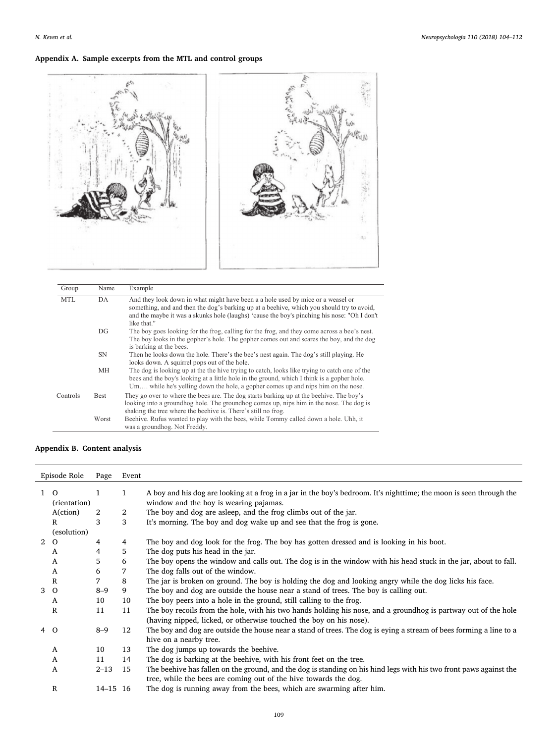## Appendix A. Sample excerpts from the MTL and control groups

| Group | Name | Example |
|---|---|---|
| MTL | DA | And they look down in what might have been a a hole used by mice or a weasel or something, and and then the dog's barking up at a beehive, which you should try to avoid, and the maybe it was a skunks hole (laughs) 'cause the boy's pinching his nose: "Oh I don't like that." |
| | DG | The boy goes looking for the frog, calling for the frog, and they come across a bee's nest. The boy looks in the gopher's hole. The gopher comes out and scares the boy, and the dog is barking at the bees. |
| | SN | Then he looks down the hole. There's the bee's nest again. The dog's still playing. He looks down. A squirrel pops out of the hole. |
| | MH | The dog is looking up at the the hive trying to catch, looks like trying to catch one of the bees and the boy's looking at a little hole in the ground, which I think is a gopher hole. Um…. while he's yelling down the hole, a gopher comes up and nips him on the nose. |
| Controls | Best | They go over to where the bees are. The dog starts barking up at the beehive. The boy's looking into a groundhog hole. The groundhog comes up, nips him in the nose. The dog is shaking the tree where the beehive is. There's still no frog. |
| | Worst | Beehive. Rufus wanted to play with the bees, while Tommy called down a hole. Uhh, it was a groundhog. Not Freddy. |

## Appendix B. Content analysis

| Episode | Role | Page | Event | |
|---|---|---|---|---|
| 1 | O (rientation) | 1 | 1 | A boy and his dog are looking at a frog in a jar in the boy's bedroom. It's nighttime; the moon is seen through the window and the boy is wearing pajamas. |
| | A(ction) | 2 | 2 | The boy and dog are asleep, and the frog climbs out of the jar. |
| | R (esolution) | 3 | 3 | It's morning. The boy and dog wake up and see that the frog is gone. |
| 2 | O | 4 | 4 | The boy and dog look for the frog. The boy has gotten dressed and is looking in his boot. |
| | A | 4 | 5 | The dog puts his head in the jar. |
| | A | 5 | 6 | The boy opens the window and calls out. The dog is in the window with his head stuck in the jar, about to fall. |
| | A | 6 | 7 | The dog falls out of the window. |
| | R | 7 | 8 | The jar is broken on ground. The boy is holding the dog and looking angry while the dog licks his face. |
| 3 | O | 8–9 | 9 | The boy and dog are outside the house near a stand of trees. The boy is calling out. |
| | A | 10 | 10 | The boy peers into a hole in the ground, still calling to the frog. |
| | R | 11 | 11 | The boy recoils from the hole, with his two hands holding his nose, and a groundhog is partway out of the hole (having nipped, licked, or otherwise touched the boy on his nose). |
| 4 | O | 8–9 | 12 | The boy and dog are outside the house near a stand of trees. The dog is eying a stream of bees forming a line to a hive on a nearby tree. |
| | A | 10 | 13 | The dog jumps up towards the beehive. |
| | A | 11 | 14 | The dog is barking at the beehive, with his front feet on the tree. |
| | A | 2–13 | 15 | The beehive has fallen on the ground, and the dog is standing on his hind legs with his two front paws against the tree, while the bees are coming out of the hive towards the dog. |
| | R | 14–15 | 16 | The dog is running away from the bees, which are swarming after him. |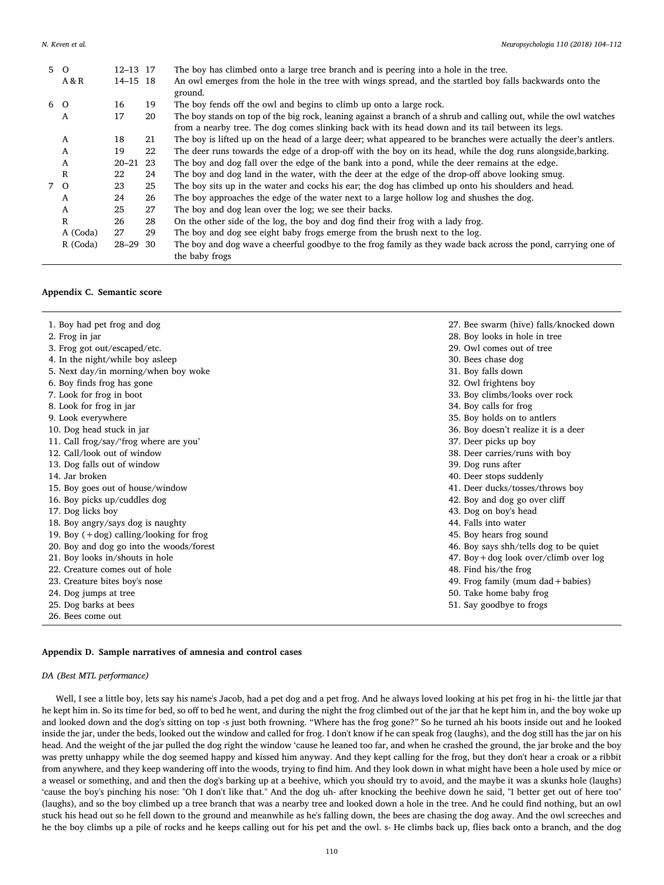| | | | | |
|---|---|---|---|---|
| 5 | O | 12–13 | 17 | The boy has climbed onto a large tree branch and is peering into a hole in the tree. |
| | A & R | 14–15 | 18 | An owl emerges from the hole in the tree with wings spread, and the startled boy falls backwards onto the ground. |
| 6 | O | 16 | 19 | The boy fends off the owl and begins to climb up onto a large rock. |
| | A | 17 | 20 | The boy stands on top of the big rock, leaning against a branch of a shrub and calling out, while the owl watches from a nearby tree. The dog comes slinking back with its head down and its tail between its legs. |
| | A | 18 | 21 | The boy is lifted up on the head of a large deer; what appeared to be branches were actually the deer's antlers. |
| | A | 19 | 22 | The deer runs towards the edge of a drop-off with the boy on its head, while the dog runs alongside,barking. |
| | A | 20–21 | 23 | The boy and dog fall over the edge of the bank into a pond, while the deer remains at the edge. |
| | R | 22 | 24 | The boy and dog land in the water, with the deer at the edge of the drop-off above looking smug. |
| 7 | O | 23 | 25 | The boy sits up in the water and cocks his ear; the dog has climbed up onto his shoulders and head. |
| | A | 24 | 26 | The boy approaches the edge of the water next to a large hollow log and shushes the dog. |
| | A | 25 | 27 | The boy and dog lean over the log; we see their backs. |
| | R | 26 | 28 | On the other side of the log, the boy and dog find their frog with a lady frog. |
| | A (Coda) | 27 | 29 | The boy and dog see eight baby frogs emerge from the brush next to the log. |
| | R (Coda) | 28–29 | 30 | The boy and dog wave a cheerful goodbye to the frog family as they wade back across the pond, carrying one of the baby frogs |

## Appendix C. Semantic score

1. Boy had pet frog and dog
2. Frog in jar
3. Frog got out/escaped/etc.
4. In the night/while boy asleep
5. Next day/in morning/when boy woke
6. Boy finds frog has gone
7. Look for frog in boot
8. Look for frog in jar
9. Look everywhere
10. Dog head stuck in jar
11. Call frog/say/'frog where are you'
12. Call/look out of window
13. Dog falls out of window
14. Jar broken
15. Boy goes out of house/window
16. Boy picks up/cuddles dog
17. Dog licks boy
18. Boy angry/says dog is naughty
19. Boy (+dog) calling/looking for frog
20. Boy and dog go into the woods/forest
21. Boy looks in/shouts in hole
22. Creature comes out of hole
23. Creature bites boy's nose
24. Dog jumps at tree
25. Dog barks at bees
26. Bees come out
27. Bee swarm (hive) falls/knocked down
28. Boy looks in hole in tree
29. Owl comes out of tree
30. Bees chase dog
31. Boy falls down
32. Owl frightens boy
33. Boy climbs/looks over rock
34. Boy calls for frog
35. Boy holds on to antlers
36. Boy doesn't realize it is a deer
37. Deer picks up boy
38. Deer carries/runs with boy
39. Dog runs after
40. Deer stops suddenly
41. Deer ducks/tosses/throws boy
42. Boy and dog go over cliff
43. Dog on boy's head
44. Falls into water
45. Boy hears frog sound
46. Boy says shh/tells dog to be quiet
47. Boy + dog look over/climb over log
48. Find his/the frog
49. Frog family (mum dad + babies)
50. Take home baby frog
51. Say goodbye to frogs

## Appendix D. Sample narratives of amnesia and control cases

*DA (Best MTL performance)*

Well, I see a little boy, lets say his name's Jacob, had a pet dog and a pet frog. And he always loved looking at his pet frog in hi- the little jar that he kept him in. So its time for bed, so off to bed he went, and during the night the frog climbed out of the jar that he kept him in, and the boy woke up and looked down and the dog's sitting on top -s just both frowning. "Where has the frog gone?" So he turned ah his boots inside out and he looked inside the jar, under the beds, looked out the window and called for frog. I don't know if he can speak frog (laughs), and the dog still has the jar on his head. And the weight of the jar pulled the dog right the window 'cause he leaned too far, and when he crashed the ground, the jar broke and the boy was pretty unhappy while the dog seemed happy and kissed him anyway. And they kept calling for the frog, but they don't hear a croak or a ribbit from anywhere, and they keep wandering off into the woods, trying to find him. And they look down in what might have been a hole used by mice or a weasel or something, and and then the dog's barking up at a beehive, which you should try to avoid, and the maybe it was a skunks hole (laughs) 'cause the boy's pinching his nose: "Oh I don't like that." And the dog uh- after knocking the beehive down he said, "I better get out of here too" (laughs), and so the boy climbed up a tree branch that was a nearby tree and looked down a hole in the tree. And he could find nothing, but an owl stuck his head out so he fell down to the ground and meanwhile as he's falling down, the bees are chasing the dog away. And the owl screeches and he the boy climbs up a pile of rocks and he keeps calling out for his pet and the owl. s- He climbs back up, flies back onto a branch, and the dog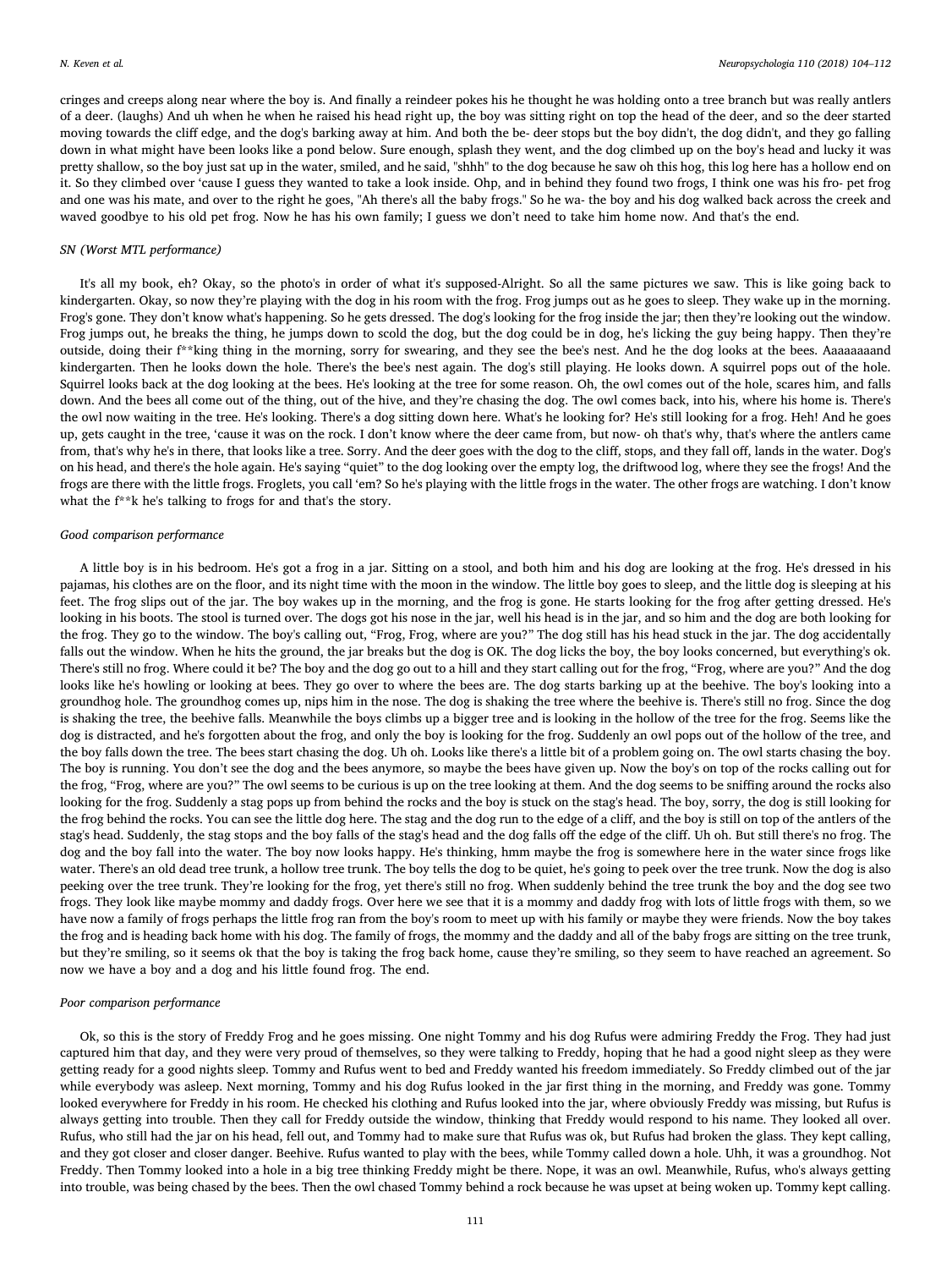cringes and creeps along near where the boy is. And finally a reindeer pokes his he thought he was holding onto a tree branch but was really antlers of a deer. (laughs) And uh when he when he raised his head right up, the boy was sitting right on top the head of the deer, and so the deer started moving towards the cliff edge, and the dog's barking away at him. And both the be- deer stops but the boy didn't, the dog didn't, and they go falling down in what might have been looks like a pond below. Sure enough, splash they went, and the dog climbed up on the boy's head and lucky it was pretty shallow, so the boy just sat up in the water, smiled, and he said, "shhh" to the dog because he saw oh this hog, this log here has a hollow end on it. So they climbed over 'cause I guess they wanted to take a look inside. Ohp, and in behind they found two frogs, I think one was his fro- pet frog and one was his mate, and over to the right he goes, "Ah there's all the baby frogs." So he wa- the boy and his dog walked back across the creek and waved goodbye to his old pet frog. Now he has his own family; I guess we don't need to take him home now. And that's the end.

*SN (Worst MTL performance)*

It's all my book, eh? Okay, so the photo's in order of what it's supposed-Alright. So all the same pictures we saw. This is like going back to kindergarten. Okay, so now they're playing with the dog in his room with the frog. Frog jumps out as he goes to sleep. They wake up in the morning. Frog's gone. They don't know what's happening. So he gets dressed. The dog's looking for the frog inside the jar; then they're looking out the window. Frog jumps out, he breaks the thing, he jumps down to scold the dog, but the dog could be in dog, he's licking the guy being happy. Then they're outside, doing their f**king thing in the morning, sorry for swearing, and they see the bee's nest. And he the dog looks at the bees. Aaaaaaaand kindergarten. Then he looks down the hole. There's the bee's nest again. The dog's still playing. He looks down. A squirrel pops out of the hole. Squirrel looks back at the dog looking at the bees. He's looking at the tree for some reason. Oh, the owl comes out of the hole, scares him, and falls down. And the bees all come out of the thing, out of the hive, and they're chasing the dog. The owl comes back, into his, where his home is. There's the owl now waiting in the tree. He's looking. There's a dog sitting down here. What's he looking for? He's still looking for a frog. Heh! And he goes up, gets caught in the tree, 'cause it was on the rock. I don't know where the deer came from, but now- oh that's why, that's where the antlers came from, that's why he's in there, that looks like a tree. Sorry. And the deer goes with the dog to the cliff, stops, and they fall off, lands in the water. Dog's on his head, and there's the hole again. He's saying "quiet" to the dog looking over the empty log, the driftwood log, where they see the frogs! And the frogs are there with the little frogs. Froglets, you call 'em? So he's playing with the little frogs in the water. The other frogs are watching. I don't know what the f**k he's talking to frogs for and that's the story.

*Good comparison performance*

A little boy is in his bedroom. He's got a frog in a jar. Sitting on a stool, and both him and his dog are looking at the frog. He's dressed in his pajamas, his clothes are on the floor, and its night time with the moon in the window. The little boy goes to sleep, and the little dog is sleeping at his feet. The frog slips out of the jar. The boy wakes up in the morning, and the frog is gone. He starts looking for the frog after getting dressed. He's looking in his boots. The stool is turned over. The dogs got his nose in the jar, well his head is in the jar, and so him and the dog are both looking for the frog. They go to the window. The boy's calling out, "Frog, Frog, where are you?" The dog still has his head stuck in the jar. The dog accidentally falls out the window. When he hits the ground, the jar breaks but the dog is OK. The dog licks the boy, the boy looks concerned, but everything's ok. There's still no frog. Where could it be? The boy and the dog go out to a hill and they start calling out for the frog, "Frog, where are you?" And the dog looks like he's howling or looking at bees. They go over to where the bees are. The dog starts barking up at the beehive. The boy's looking into a groundhog hole. The groundhog comes up, nips him in the nose. The dog is shaking the tree where the beehive is. There's still no frog. Since the dog is shaking the tree, the beehive falls. Meanwhile the boys climbs up a bigger tree and is looking in the hollow of the tree for the frog. Seems like the dog is distracted, and he's forgotten about the frog, and only the boy is looking for the frog. Suddenly an owl pops out of the hollow of the tree, and the boy falls down the tree. The bees start chasing the dog. Uh oh. Looks like there's a little bit of a problem going on. The owl starts chasing the boy. The boy is running. You don't see the dog and the bees anymore, so maybe the bees have given up. Now the boy's on top of the rocks calling out for the frog, "Frog, where are you?" The owl seems to be curious is up on the tree looking at them. And the dog seems to be sniffing around the rocks also looking for the frog. Suddenly a stag pops up from behind the rocks and the boy is stuck on the stag's head. The boy, sorry, the dog is still looking for the frog behind the rocks. You can see the little dog here. The stag and the dog run to the edge of a cliff, and the boy is still on top of the antlers of the stag's head. Suddenly, the stag stops and the boy falls of the stag's head and the dog falls off the edge of the cliff. Uh oh. But still there's no frog. The dog and the boy fall into the water. The boy now looks happy. He's thinking, hmm maybe the frog is somewhere here in the water since frogs like water. There's an old dead tree trunk, a hollow tree trunk. The boy tells the dog to be quiet, he's going to peek over the tree trunk. Now the dog is also peeking over the tree trunk. They're looking for the frog, yet there's still no frog. When suddenly behind the tree trunk the boy and the dog see two frogs. They look like maybe mommy and daddy frogs. Over here we see that it is a mommy and daddy frog with lots of little frogs with them, so we have now a family of frogs perhaps the little frog ran from the boy's room to meet up with his family or maybe they were friends. Now the boy takes the frog and is heading back home with his dog. The family of frogs, the mommy and the daddy and all of the baby frogs are sitting on the tree trunk, but they're smiling, so it seems ok that the boy is taking the frog back home, cause they're smiling, so they seem to have reached an agreement. So now we have a boy and a dog and his little found frog. The end.

*Poor comparison performance*

Ok, so this is the story of Freddy Frog and he goes missing. One night Tommy and his dog Rufus were admiring Freddy the Frog. They had just captured him that day, and they were very proud of themselves, so they were talking to Freddy, hoping that he had a good night sleep as they were getting ready for a good nights sleep. Tommy and Rufus went to bed and Freddy wanted his freedom immediately. So Freddy climbed out of the jar while everybody was asleep. Next morning, Tommy and his dog Rufus looked in the jar first thing in the morning, and Freddy was gone. Tommy looked everywhere for Freddy in his room. He checked his clothing and Rufus looked into the jar, where obviously Freddy was missing, but Rufus is always getting into trouble. Then they call for Freddy outside the window, thinking that Freddy would respond to his name. They looked all over. Rufus, who still had the jar on his head, fell out, and Tommy had to make sure that Rufus was ok, but Rufus had broken the glass. They kept calling, and they got closer and closer danger. Beehive. Rufus wanted to play with the bees, while Tommy called down a hole. Uhh, it was a groundhog. Not Freddy. Then Tommy looked into a hole in a big tree thinking Freddy might be there. Nope, it was an owl. Meanwhile, Rufus, who's always getting into trouble, was being chased by the bees. Then the owl chased Tommy behind a rock because he was upset at being woken up. Tommy kept calling.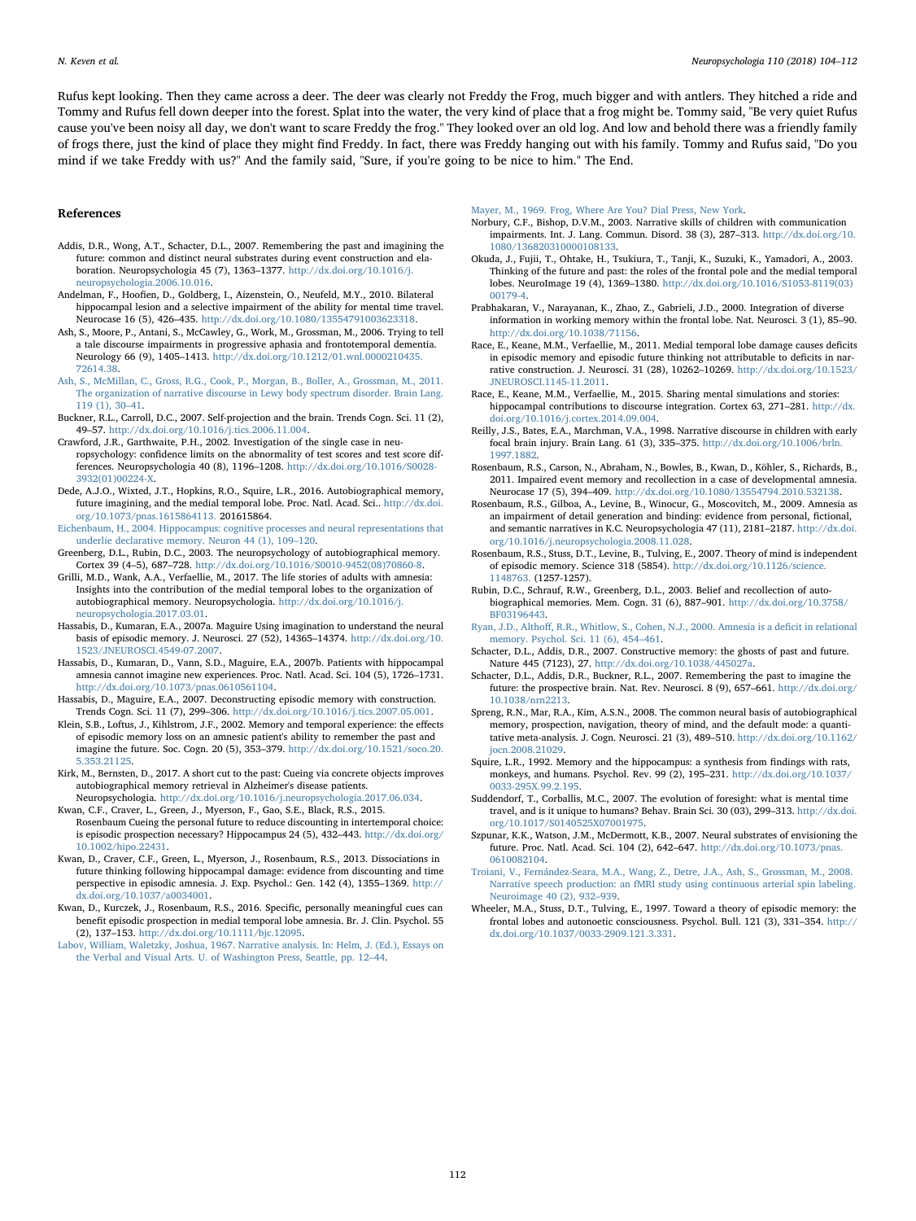Rufus kept looking. Then they came across a deer. The deer was clearly not Freddy the Frog, much bigger and with antlers. They hitched a ride and Tommy and Rufus fell down deeper into the forest. Splat into the water, the very kind of place that a frog might be. Tommy said, "Be very quiet Rufus cause you've been noisy all day, we don't want to scare Freddy the frog." They looked over an old log. And low and behold there was a friendly family of frogs there, just the kind of place they might find Freddy. In fact, there was Freddy hanging out with his family. Tommy and Rufus said, "Do you mind if we take Freddy with us?" And the family said, "Sure, if you're going to be nice to him." The End.

## References

Addis, D.R., Wong, A.T., Schacter, D.L., 2007. Remembering the past and imagining the future: common and distinct neural substrates during event construction and elaboration. Neuropsychologia 45 (7), 1363–1377. http://dx.doi.org/10.1016/j.neuropsychologia.2006.10.016.

Andelman, F., Hoofien, D., Goldberg, I., Aizenstein, O., Neufeld, M.Y., 2010. Bilateral hippocampal lesion and a selective impairment of the ability for mental time travel. Neurocase 16 (5), 426–435. http://dx.doi.org/10.1080/13554791003623318.

Ash, S., Moore, P., Antani, S., McCawley, G., Work, M., Grossman, M., 2006. Trying to tell a tale discourse impairments in progressive aphasia and frontotemporal dementia. Neurology 66 (9), 1405–1413. http://dx.doi.org/10.1212/01.wnl.0000210435.72614.38.

Ash, S., McMillan, C., Gross, R.G., Cook, P., Morgan, B., Boller, A., Grossman, M., 2011. The organization of narrative discourse in Lewy body spectrum disorder. Brain Lang. 119 (1), 30–41.

Buckner, R.L., Carroll, D.C., 2007. Self-projection and the brain. Trends Cogn. Sci. 11 (2), 49–57. http://dx.doi.org/10.1016/j.tics.2006.11.004.

Crawford, J.R., Garthwaite, P.H., 2002. Investigation of the single case in neuropsychology: confidence limits on the abnormality of test scores and test score differences. Neuropsychologia 40 (8), 1196–1208. http://dx.doi.org/10.1016/S0028-3932(01)00224-X.

Dede, A.J.O., Wixted, J.T., Hopkins, R.O., Squire, L.R., 2016. Autobiographical memory, future imagining, and the medial temporal lobe. Proc. Natl. Acad. Sci.. http://dx.doi.org/10.1073/pnas.1615864113. 201615864.

Eichenbaum, H., 2004. Hippocampus: cognitive processes and neural representations that underlie declarative memory. Neuron 44 (1), 109–120.

Greenberg, D.L., Rubin, D.C., 2003. The neuropsychology of autobiographical memory. Cortex 39 (4–5), 687–728. http://dx.doi.org/10.1016/S0010-9452(08)70860-8.

Grilli, M.D., Wank, A.A., Verfaellie, M., 2017. The life stories of adults with amnesia: Insights into the contribution of the medial temporal lobes to the organization of autobiographical memory. Neuropsychologia. http://dx.doi.org/10.1016/j.neuropsychologia.2017.03.01.

Hassabis, D., Kumaran, E.A., 2007a. Maguire Using imagination to understand the neural basis of episodic memory. J. Neurosci. 27 (52), 14365–14374. http://dx.doi.org/10.1523/JNEUROSCI.4549-07.2007.

Hassabis, D., Kumaran, D., Vann, S.D., Maguire, E.A., 2007b. Patients with hippocampal amnesia cannot imagine new experiences. Proc. Natl. Acad. Sci. 104 (5), 1726–1731. http://dx.doi.org/10.1073/pnas.0610561104.

Hassabis, D., Maguire, E.A., 2007. Deconstructing episodic memory with construction. Trends Cogn. Sci. 11 (7), 299–306. http://dx.doi.org/10.1016/j.tics.2007.05.001.

Klein, S.B., Loftus, J., Kihlstrom, J.F., 2002. Memory and temporal experience: the effects of episodic memory loss on an amnesic patient's ability to remember the past and imagine the future. Soc. Cogn. 20 (5), 353–379. http://dx.doi.org/10.1521/soco.20.5.353.21125.

Kirk, M., Bernsten, D., 2017. A short cut to the past: Cueing via concrete objects improves autobiographical memory retrieval in Alzheimer's disease patients. Neuropsychologia. http://dx.doi.org/10.1016/j.neuropsychologia.2017.06.034.

Kwan, C.F., Craver, L., Green, J., Myerson, F., Gao, S.E., Black, R.S., 2015. Rosenbaum Cueing the personal future to reduce discounting in intertemporal choice: is episodic prospection necessary? Hippocampus 24 (5), 432–443. http://dx.doi.org/10.1002/hipo.22431.

Kwan, D., Craver, C.F., Green, L., Myerson, J., Rosenbaum, R.S., 2013. Dissociations in future thinking following hippocampal damage: evidence from discounting and time perspective in episodic amnesia. J. Exp. Psychol.: Gen. 142 (4), 1355–1369. http://dx.doi.org/10.1037/a0034001.

Kwan, D., Kurczek, J., Rosenbaum, R.S., 2016. Specific, personally meaningful cues can benefit episodic prospection in medial temporal lobe amnesia. Br. J. Clin. Psychol. 55 (2), 137–153. http://dx.doi.org/10.1111/bjc.12095.

Labov, William, Waletzky, Joshua, 1967. Narrative analysis. In: Helm, J. (Ed.), Essays on the Verbal and Visual Arts. U. of Washington Press, Seattle, pp. 12–44.

Mayer, M., 1969. Frog, Where Are You? Dial Press, New York.

Norbury, C.F., Bishop, D.V.M., 2003. Narrative skills of children with communication impairments. Int. J. Lang. Commun. Disord. 38 (3), 287–313. http://dx.doi.org/10.1080/136820310000108133.

Okuda, J., Fujii, T., Ohtake, H., Tsukiura, T., Tanji, K., Suzuki, K., Yamadori, A., 2003. Thinking of the future and past: the roles of the frontal pole and the medial temporal lobes. NeuroImage 19 (4), 1369–1380. http://dx.doi.org/10.1016/S1053-8119(03)00179-4.

Prabhakaran, V., Narayanan, K., Zhao, Z., Gabrieli, J.D., 2000. Integration of diverse information in working memory within the frontal lobe. Nat. Neurosci. 3 (1), 85–90. http://dx.doi.org/10.1038/71156.

Race, E., Keane, M.M., Verfaellie, M., 2011. Medial temporal lobe damage causes deficits in episodic memory and episodic future thinking not attributable to deficits in narrative construction. J. Neurosci. 31 (28), 10262–10269. http://dx.doi.org/10.1523/JNEUROSCI.1145-11.2011.

Race, E., Keane, M.M., Verfaellie, M., 2015. Sharing mental simulations and stories: hippocampal contributions to discourse integration. Cortex 63, 271–281. http://dx.doi.org/10.1016/j.cortex.2014.09.004.

Reilly, J.S., Bates, E.A., Marchman, V.A., 1998. Narrative discourse in children with early focal brain injury. Brain Lang. 61 (3), 335–375. http://dx.doi.org/10.1006/brln.1997.1882.

Rosenbaum, R.S., Carson, N., Abraham, N., Bowles, B., Kwan, D., Köhler, S., Richards, B., 2011. Impaired event memory and recollection in a case of developmental amnesia. Neurocase 17 (5), 394–409. http://dx.doi.org/10.1080/13554794.2010.532138.

Rosenbaum, R.S., Gilboa, A., Levine, B., Winocur, G., Moscovitch, M., 2009. Amnesia as an impairment of detail generation and binding: evidence from personal, fictional, and semantic narratives in K.C. Neuropsychologia 47 (11), 2181–2187. http://dx.doi.org/10.1016/j.neuropsychologia.2008.11.028.

Rosenbaum, R.S., Stuss, D.T., Levine, B., Tulving, E., 2007. Theory of mind is independent of episodic memory. Science 318 (5854). http://dx.doi.org/10.1126/science.1148763. (1257-1257).

Rubin, D.C., Schrauf, R.W., Greenberg, D.L., 2003. Belief and recollection of autobiographical memories. Mem. Cogn. 31 (6), 887–901. http://dx.doi.org/10.3758/BF03196443.

Ryan, J.D., Althoff, R.R., Whitlow, S., Cohen, N.J., 2000. Amnesia is a deficit in relational memory. Psychol. Sci. 11 (6), 454–461.

Schacter, D.L., Addis, D.R., 2007. Constructive memory: the ghosts of past and future. Nature 445 (7123), 27. http://dx.doi.org/10.1038/445027a.

Schacter, D.L., Addis, D.R., Buckner, R.L., 2007. Remembering the past to imagine the future: the prospective brain. Nat. Rev. Neurosci. 8 (9), 657–661. http://dx.doi.org/10.1038/nrn2213.

Spreng, R.N., Mar, R.A., Kim, A.S.N., 2008. The common neural basis of autobiographical memory, prospection, navigation, theory of mind, and the default mode: a quantitative meta-analysis. J. Cogn. Neurosci. 21 (3), 489–510. http://dx.doi.org/10.1162/jocn.2008.21029.

Squire, L.R., 1992. Memory and the hippocampus: a synthesis from findings with rats, monkeys, and humans. Psychol. Rev. 99 (2), 195–231. http://dx.doi.org/10.1037/0033-295X.99.2.195.

Suddendorf, T., Corballis, M.C., 2007. The evolution of foresight: what is mental time travel, and is it unique to humans? Behav. Brain Sci. 30 (03), 299–313. http://dx.doi.org/10.1017/S0140525X07001975.

Szpunar, K.K., Watson, J.M., McDermott, K.B., 2007. Neural substrates of envisioning the future. Proc. Natl. Acad. Sci. 104 (2), 642–647. http://dx.doi.org/10.1073/pnas.0610082104.

Troiani, V., Fernández-Seara, M.A., Wang, Z., Detre, J.A., Ash, S., Grossman, M., 2008. Narrative speech production: an fMRI study using continuous arterial spin labeling. Neuroimage 40 (2), 932–939.

Wheeler, M.A., Stuss, D.T., Tulving, E., 1997. Toward a theory of episodic memory: the frontal lobes and autonoetic consciousness. Psychol. Bull. 121 (3), 331–354. http://dx.doi.org/10.1037/0033-2909.121.3.331.